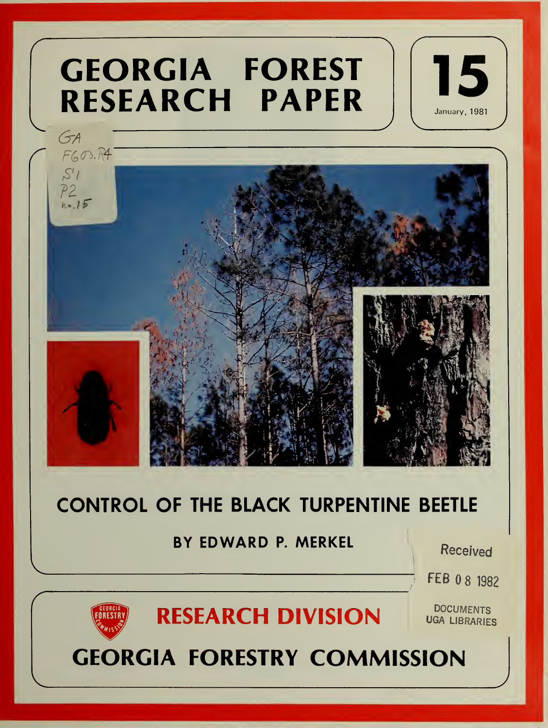# GEORGIA FOREST RESEARCH PAPER

**15**

January, 1981

GA F600.R4 S1 P2 no.15

# CONTROL OF THE BLACK TURPENTINE BEETLE

**BY EDWARD P. MERKEL**

Received

FEB 08 1982

DOCUMENTS
UGA LIBRARIES

## RESEARCH DIVISION

## GEORGIA FORESTRY COMMISSION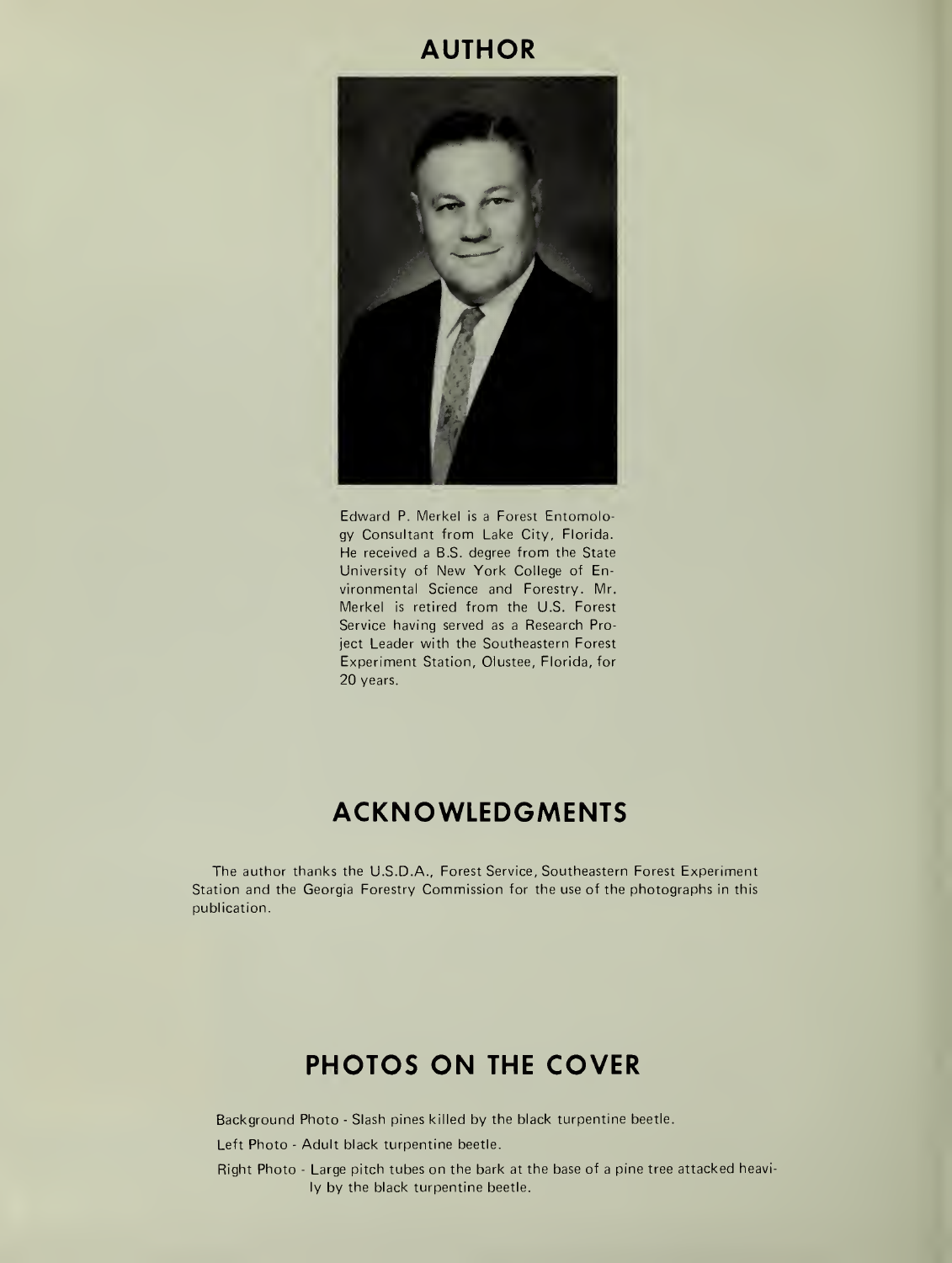## AUTHOR

Edward P. Merkel is a Forest Entomology Consultant from Lake City, Florida. He received a B.S. degree from the State University of New York College of Environmental Science and Forestry. Mr. Merkel is retired from the U.S. Forest Service having served as a Research Project Leader with the Southeastern Forest Experiment Station, Olustee, Florida, for 20 years.

## ACKNOWLEDGMENTS

The author thanks the U.S.D.A., Forest Service, Southeastern Forest Experiment Station and the Georgia Forestry Commission for the use of the photographs in this publication.

## PHOTOS ON THE COVER

Background Photo - Slash pines killed by the black turpentine beetle.

Left Photo - Adult black turpentine beetle.

Right Photo - Large pitch tubes on the bark at the base of a pine tree attacked heavily by the black turpentine beetle.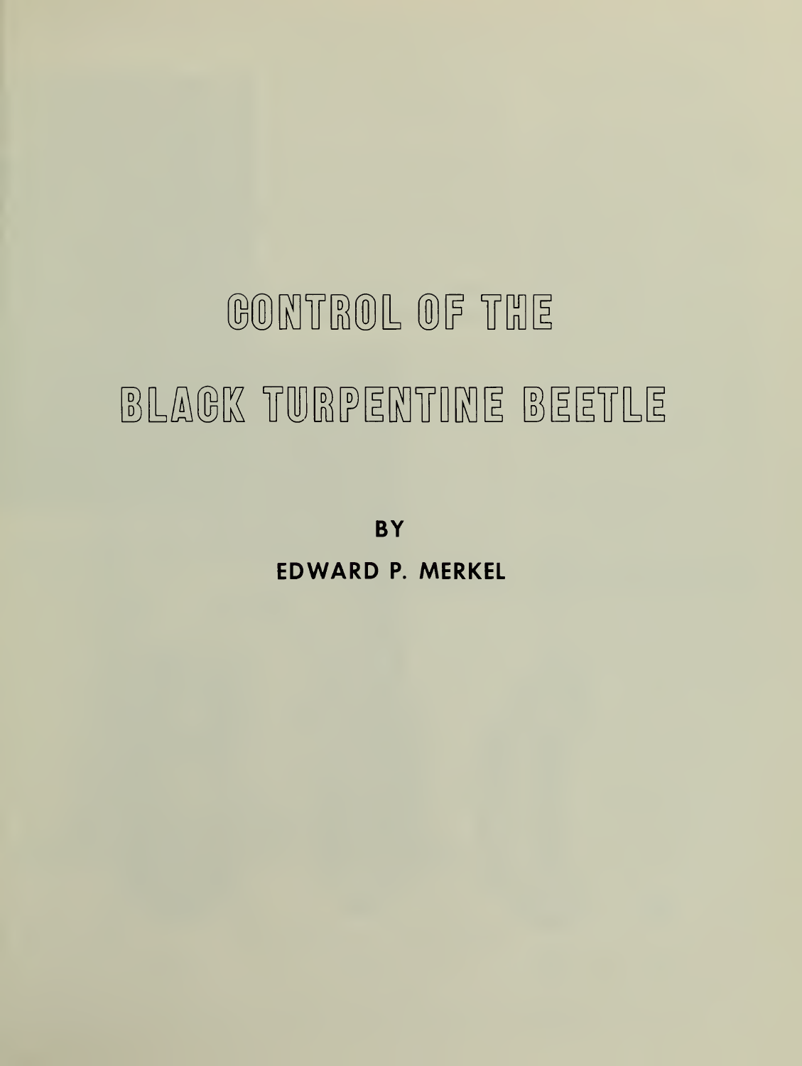# CONTROL OF THE BLACK TURPENTINE BEETLE

**BY**

**EDWARD P. MERKEL**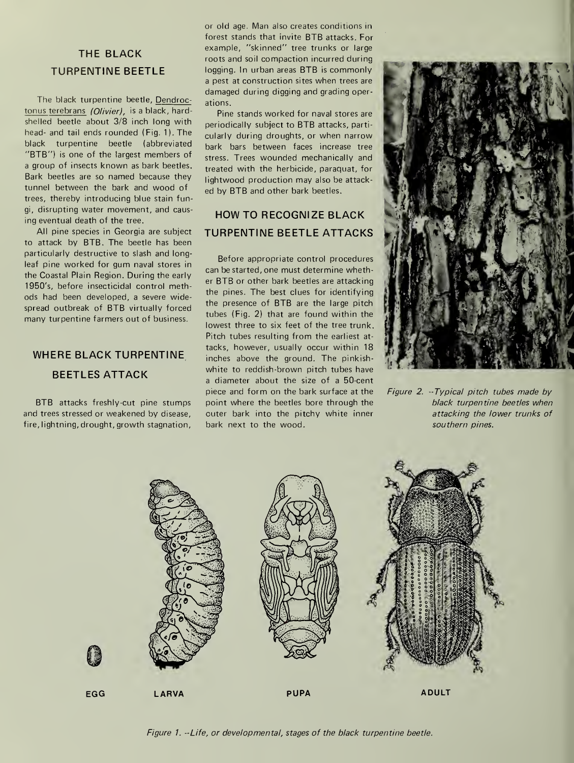## THE BLACK TURPENTINE BEETLE

The black turpentine beetle, Dendroctonus terebrans *(Olivier)*, is a black, hard-shelled beetle about 3/8 inch long with head- and tail ends rounded (Fig. 1). The black turpentine beetle (abbreviated "BTB") is one of the largest members of a group of insects known as bark beetles. Bark beetles are so named because they tunnel between the bark and wood of trees, thereby introducing blue stain fungi, disrupting water movement, and causing eventual death of the tree.

All pine species in Georgia are subject to attack by BTB. The beetle has been particularly destructive to slash and longleaf pine worked for gum naval stores in the Coastal Plain Region. During the early 1950's, before insecticidal control methods had been developed, a severe widespread outbreak of BTB virtually forced many turpentine farmers out of business.

## WHERE BLACK TURPENTINE BEETLES ATTACK

BTB attacks freshly-cut pine stumps and trees stressed or weakened by disease, fire, lightning, drought, growth stagnation, or old age. Man also creates conditions in forest stands that invite BTB attacks. For example, "skinned" tree trunks or large roots and soil compaction incurred during logging. In urban areas BTB is commonly a pest at construction sites when trees are damaged during digging and grading operations.

Pine stands worked for naval stores are periodically subject to BTB attacks, particularly during droughts, or when narrow bark bars between faces increase tree stress. Trees wounded mechanically and treated with the herbicide, paraquat, for lightwood production may also be attacked by BTB and other bark beetles.

## HOW TO RECOGNIZE BLACK TURPENTINE BEETLE ATTACKS

Before appropriate control procedures can be started, one must determine whether BTB or other bark beetles are attacking the pines. The best clues for identifying the presence of BTB are the large pitch tubes (Fig. 2) that are found within the lowest three to six feet of the tree trunk. Pitch tubes resulting from the earliest attacks, however, usually occur within 18 inches above the ground. The pinkish-white to reddish-brown pitch tubes have a diameter about the size of a 50-cent piece and form on the bark surface at the point where the beetles bore through the outer bark into the pitchy white inner bark next to the wood.

*Figure 2. --Typical pitch tubes made by black turpentine beetles when attacking the lower trunks of southern pines.*

EGG LARVA PUPA ADULT

*Figure 1. --Life, or developmental, stages of the black turpentine beetle.*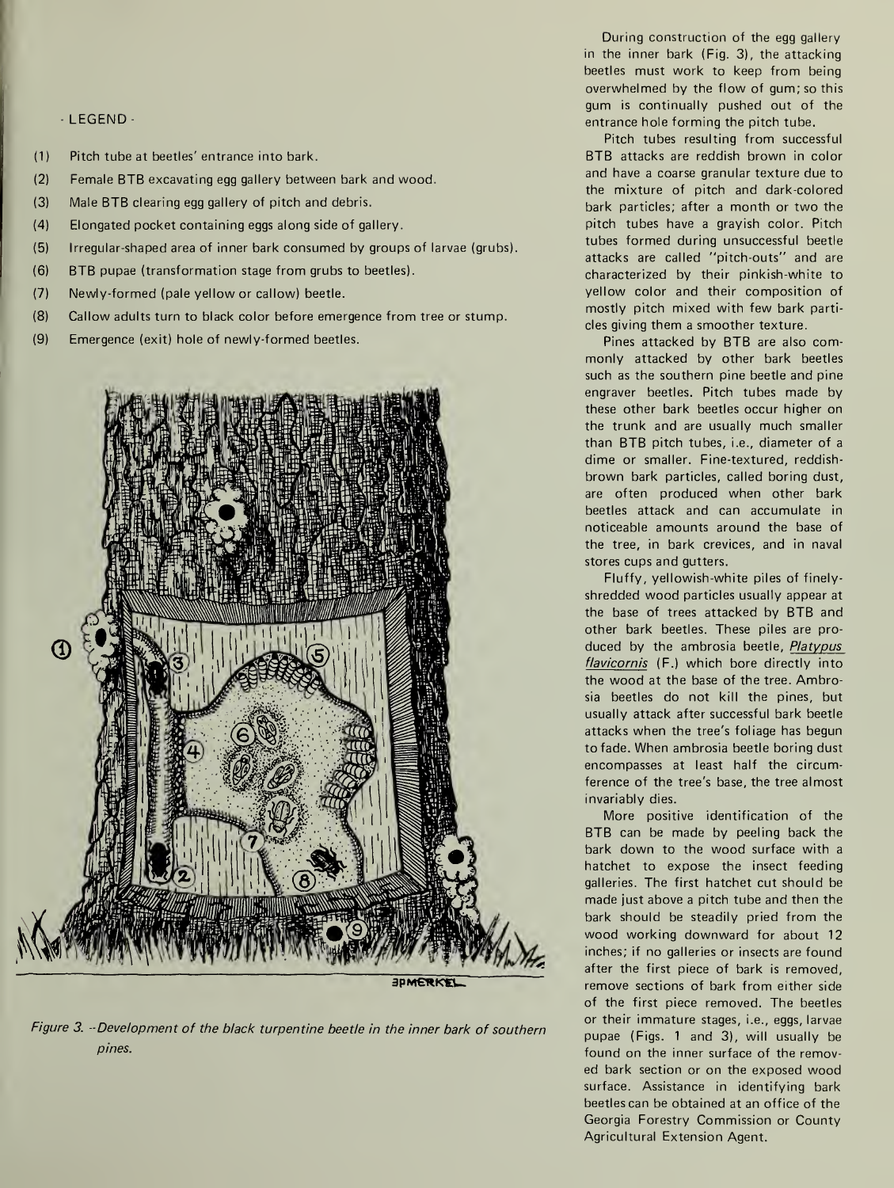- LEGEND -

(1) Pitch tube at beetles' entrance into bark.

(2) Female BTB excavating egg gallery between bark and wood.

(3) Male BTB clearing egg gallery of pitch and debris.

(4) Elongated pocket containing eggs along side of gallery.

(5) Irregular-shaped area of inner bark consumed by groups of larvae (grubs).

(6) BTB pupae (transformation stage from grubs to beetles).

(7) Newly-formed (pale yellow or callow) beetle.

(8) Callow adults turn to black color before emergence from tree or stump.

(9) Emergence (exit) hole of newly-formed beetles.

*Figure 3. --Development of the black turpentine beetle in the inner bark of southern pines.*

During construction of the egg gallery in the inner bark (Fig. 3), the attacking beetles must work to keep from being overwhelmed by the flow of gum; so this gum is continually pushed out of the entrance hole forming the pitch tube.

Pitch tubes resulting from successful BTB attacks are reddish brown in color and have a coarse granular texture due to the mixture of pitch and dark-colored bark particles; after a month or two the pitch tubes have a grayish color. Pitch tubes formed during unsuccessful beetle attacks are called "pitch-outs" and are characterized by their pinkish-white to yellow color and their composition of mostly pitch mixed with few bark particles giving them a smoother texture.

Pines attacked by BTB are also commonly attacked by other bark beetles such as the southern pine beetle and pine engraver beetles. Pitch tubes made by these other bark beetles occur higher on the trunk and are usually much smaller than BTB pitch tubes, i.e., diameter of a dime or smaller. Fine-textured, reddish-brown bark particles, called boring dust, are often produced when other bark beetles attack and can accumulate in noticeable amounts around the base of the tree, in bark crevices, and in naval stores cups and gutters.

Fluffy, yellowish-white piles of finely-shredded wood particles usually appear at the base of trees attacked by BTB and other bark beetles. These piles are produced by the ambrosia beetle, *Platypus flavicornis* (F.) which bore directly into the wood at the base of the tree. Ambrosia beetles do not kill the pines, but usually attack after successful bark beetle attacks when the tree's foliage has begun to fade. When ambrosia beetle boring dust encompasses at least half the circumference of the tree's base, the tree almost invariably dies.

More positive identification of the BTB can be made by peeling back the bark down to the wood surface with a hatchet to expose the insect feeding galleries. The first hatchet cut should be made just above a pitch tube and then the bark should be steadily pried from the wood working downward for about 12 inches; if no galleries or insects are found after the first piece of bark is removed, remove sections of bark from either side of the first piece removed. The beetles or their immature stages, i.e., eggs, larvae pupae (Figs. 1 and 3), will usually be found on the inner surface of the removed bark section or on the exposed wood surface. Assistance in identifying bark beetles can be obtained at an office of the Georgia Forestry Commission or County Agricultural Extension Agent.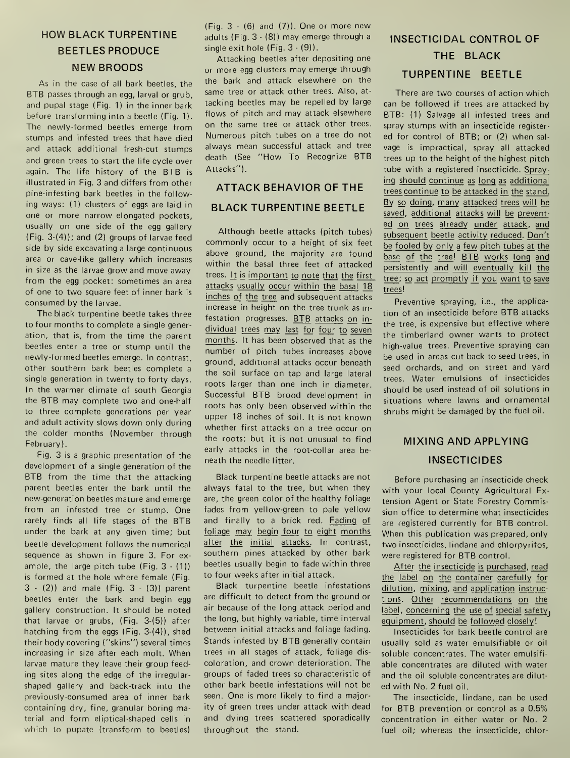## HOW BLACK TURPENTINE BEETLES PRODUCE NEW BROODS

As in the case of all bark beetles, the BTB passes through an egg, larval or grub, and pupal stage (Fig. 1) in the inner bark before transforming into a beetle (Fig. 1). The newly-formed beetles emerge from stumps and infested trees that have died and attack additional fresh-cut stumps and green trees to start the life cycle over again. The life history of the BTB is illustrated in Fig. 3 and differs from other pine-infesting bark beetles in the following ways: (1) clusters of eggs are laid in one or more narrow elongated pockets, usually on one side of the egg gallery (Fig. 3-(4)); and (2) groups of larvae feed side by side excavating a large continuous area or cave-like gallery which increases in size as the larvae grow and move away from the egg pocket: sometimes an area of one to two square feet of inner bark is consumed by the larvae.

The black turpentine beetle takes three to four months to complete a single generation, that is, from the time the parent beetles enter a tree or stump until the newly-formed beetles emerge. In contrast, other southern bark beetles complete a single generation in twenty to forty days. In the warmer climate of south Georgia the BTB may complete two and one-half to three complete generations per year and adult activity slows down only during the colder months (November through February).

Fig. 3 is a graphic presentation of the development of a single generation of the BTB from the time that the attacking parent beetles enter the bark until the new-generation beetles mature and emerge from an infested tree or stump. One rarely finds all life stages of the BTB under the bark at any given time; but beetle development follows the numerical sequence as shown in figure 3. For example, the large pitch tube (Fig. 3 - (1)) is formed at the hole where female (Fig. 3 - (2)) and male (Fig. 3 - (3)) parent beetles enter the bark and begin egg gallery construction. It should be noted that larvae or grubs, (Fig. 3-(5)) after hatching from the eggs (Fig. 3-(4)), shed their body covering ("skins") several times increasing in size after each molt. When larvae mature they leave their group feeding sites along the edge of the irregular-shaped gallery and back-track into the previously-consumed area of inner bark containing dry, fine, granular boring material and form elliptical-shaped cells in which to pupate (transform to beetles) (Fig. 3 - (6) and (7)). One or more new adults (Fig. 3 - (8)) may emerge through a single exit hole (Fig. 3 - (9)).

Attacking beetles after depositing one or more egg clusters may emerge through the bark and attack elsewhere on the same tree or attack other trees. Also, attacking beetles may be repelled by large flows of pitch and may attack elsewhere on the same tree or attack other trees. Numerous pitch tubes on a tree do not always mean successful attack and tree death (See "How To Recognize BTB Attacks").

## ATTACK BEHAVIOR OF THE BLACK TURPENTINE BEETLE

Although beetle attacks (pitch tubes) commonly occur to a height of six feet above ground, the majority are found within the basal three feet of attacked trees. <u>It is important to note that the first attacks usually occur within the basal 18 inches of the tree</u> and subsequent attacks increase in height on the tree trunk as infestation progresses. <u>BTB attacks on individual trees may last for four to seven months</u>. It has been observed that as the number of pitch tubes increases above ground, additional attacks occur beneath the soil surface on tap and large lateral roots larger than one inch in diameter. Successful BTB brood development in roots has only been observed within the upper 18 inches of soil. It is not known whether first attacks on a tree occur on the roots; but it is not unusual to find early attacks in the root-collar area beneath the needle litter.

Black turpentine beetle attacks are not always fatal to the tree, but when they are, the green color of the healthy foliage fades from yellow-green to pale yellow and finally to a brick red. <u>Fading of foliage may begin four to eight months after the initial attacks</u>. In contrast, southern pines attacked by other bark beetles usually begin to fade within three to four weeks after initial attack.

Black turpentine beetle infestations are difficult to detect from the ground or air because of the long attack period and the long, but highly variable, time interval between initial attacks and foliage fading. Stands infested by BTB generally contain trees in all stages of attack, foliage discoloration, and crown deterioration. The groups of faded trees so characteristic of other bark beetle infestations will not be seen. One is more likely to find a majority of green trees under attack with dead and dying trees scattered sporadically throughout the stand.

## INSECTICIDAL CONTROL OF THE BLACK TURPENTINE BEETLE

There are two courses of action which can be followed if trees are attacked by BTB: (1) Salvage all infested trees and spray stumps with an insecticide registered for control of BTB; or (2) when salvage is impractical, spray all attacked trees up to the height of the highest pitch tube with a registered insecticide. <u>Spraying should continue as long as additional trees continue to be attacked in the stand. By so doing, many attacked trees will be saved, additional attacks will be prevented on trees already under attack, and subsequent beetle activity reduced. Don't be fooled by only a few pitch tubes at the base of the tree! BTB works long and persistently and will eventually kill the tree; so act promptly if you want to save trees!</u>

Preventive spraying, i.e., the application of an insecticide before BTB attacks the tree, is expensive but effective where the timberland owner wants to protect high-value trees. Preventive spraying can be used in areas cut back to seed trees, in seed orchards, and on street and yard trees. Water emulsions of insecticides should be used instead of oil solutions in situations where lawns and ornamental shrubs might be damaged by the fuel oil.

## MIXING AND APPLYING INSECTICIDES

Before purchasing an insecticide check with your local County Agricultural Extension Agent or State Forestry Commission office to determine what insecticides are registered currently for BTB control. When this publication was prepared, only two insecticides, lindane and chlorpyrifos, were registered for BTB control.

<u>After the insecticide is purchased, read the label on the container carefully for dilution, mixing, and application instructions. Other recommendations on the label, concerning the use of special safety equipment, should be followed closely!</u>

Insecticides for bark beetle control are usually sold as water emulsifiable or oil soluble concentrates. The water emulsifiable concentrates are diluted with water and the oil soluble concentrates are diluted with No. 2 fuel oil.

The insecticide, lindane, can be used for BTB prevention or control as a 0.5% concentration in either water or No. 2 fuel oil; whereas the insecticide, chlor-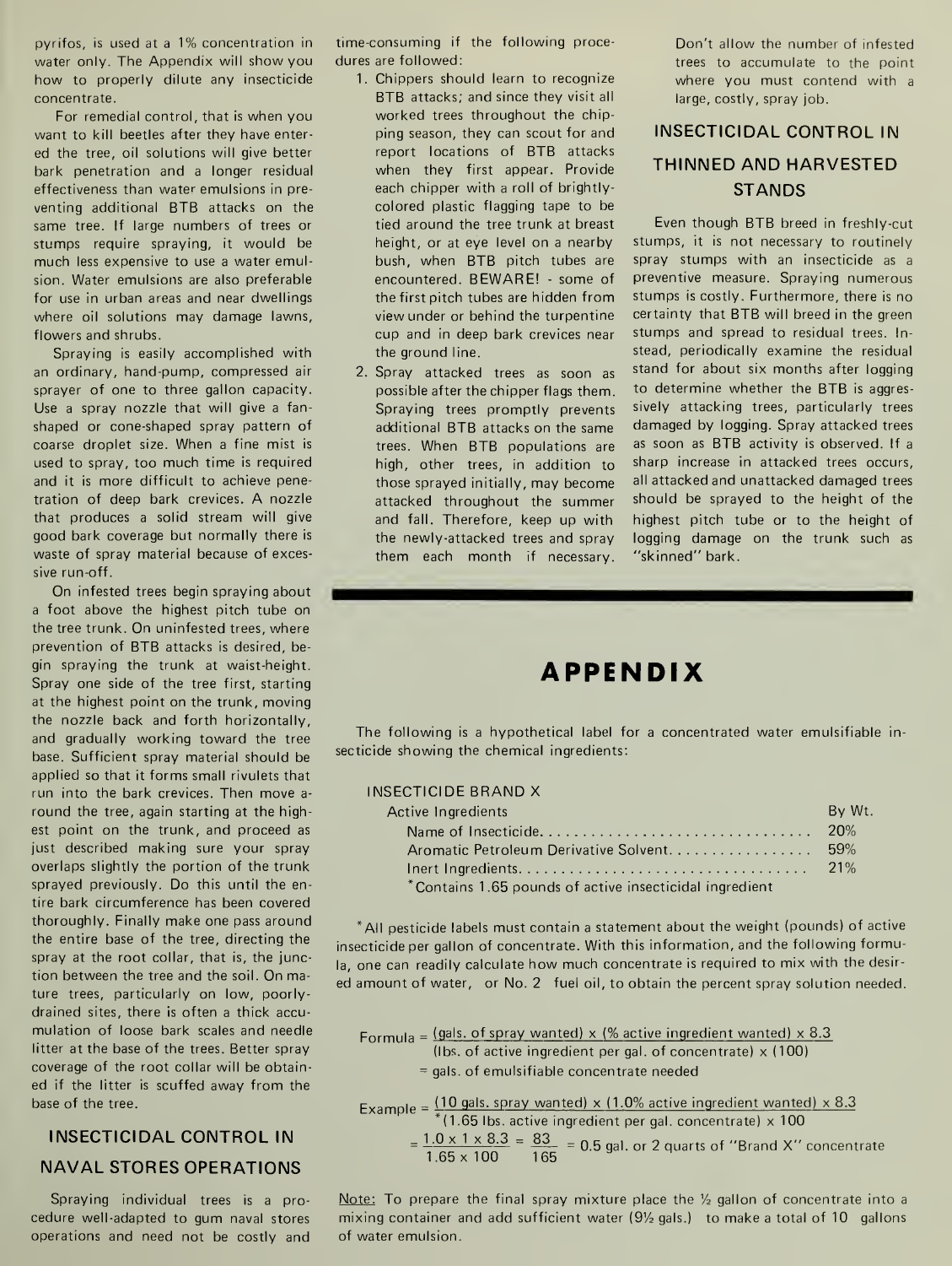pyrifos, is used at a 1% concentration in water only. The Appendix will show you how to properly dilute any insecticide concentrate.

For remedial control, that is when you want to kill beetles after they have entered the tree, oil solutions will give better bark penetration and a longer residual effectiveness than water emulsions in preventing additional BTB attacks on the same tree. If large numbers of trees or stumps require spraying, it would be much less expensive to use a water emulsion. Water emulsions are also preferable for use in urban areas and near dwellings where oil solutions may damage lawns, flowers and shrubs.

Spraying is easily accomplished with an ordinary, hand-pump, compressed air sprayer of one to three gallon capacity. Use a spray nozzle that will give a fan-shaped or cone-shaped spray pattern of coarse droplet size. When a fine mist is used to spray, too much time is required and it is more difficult to achieve penetration of deep bark crevices. A nozzle that produces a solid stream will give good bark coverage but normally there is waste of spray material because of excessive run-off.

On infested trees begin spraying about a foot above the highest pitch tube on the tree trunk. On uninfested trees, where prevention of BTB attacks is desired, begin spraying the trunk at waist-height. Spray one side of the tree first, starting at the highest point on the trunk, moving the nozzle back and forth horizontally, and gradually working toward the tree base. Sufficient spray material should be applied so that it forms small rivulets that run into the bark crevices. Then move around the tree, again starting at the highest point on the trunk, and proceed as just described making sure your spray overlaps slightly the portion of the trunk sprayed previously. Do this until the entire bark circumference has been covered thoroughly. Finally make one pass around the entire base of the tree, directing the spray at the root collar, that is, the junction between the tree and the soil. On mature trees, particularly on low, poorly-drained sites, there is often a thick accumulation of loose bark scales and needle litter at the base of the trees. Better spray coverage of the root collar will be obtained if the litter is scuffed away from the base of the tree.

## INSECTICIDAL CONTROL IN NAVAL STORES OPERATIONS

Spraying individual trees is a procedure well-adapted to gum naval stores operations and need not be costly and time-consuming if the following procedures are followed:

1. Chippers should learn to recognize BTB attacks; and since they visit all worked trees throughout the chipping season, they can scout for and report locations of BTB attacks when they first appear. Provide each chipper with a roll of brightly-colored plastic flagging tape to be tied around the tree trunk at breast height, or at eye level on a nearby bush, when BTB pitch tubes are encountered. BEWARE! - some of the first pitch tubes are hidden from view under or behind the turpentine cup and in deep bark crevices near the ground line.
2. Spray attacked trees as soon as possible after the chipper flags them. Spraying trees promptly prevents additional BTB attacks on the same trees. When BTB populations are high, other trees, in addition to those sprayed initially, may become attacked throughout the summer and fall. Therefore, keep up with the newly-attacked trees and spray them each month if necessary.

Don't allow the number of infested trees to accumulate to the point where you must contend with a large, costly, spray job.

## INSECTICIDAL CONTROL IN THINNED AND HARVESTED STANDS

Even though BTB breed in freshly-cut stumps, it is not necessary to routinely spray stumps with an insecticide as a preventive measure. Spraying numerous stumps is costly. Furthermore, there is no certainty that BTB will breed in the green stumps and spread to residual trees. Instead, periodically examine the residual stand for about six months after logging to determine whether the BTB is aggressively attacking trees, particularly trees damaged by logging. Spray attacked trees as soon as BTB activity is observed. If a sharp increase in attacked trees occurs, all attacked and unattacked damaged trees should be sprayed to the height of the highest pitch tube or to the height of logging damage on the trunk such as "skinned" bark.

# APPENDIX

The following is a hypothetical label for a concentrated water emulsifiable insecticide showing the chemical ingredients:

INSECTICIDE BRAND X

| Active Ingredients | By Wt. |
|---|---|
| Name of Insecticide | 20% |
| Aromatic Petroleum Derivative Solvent | 59% |
| Inert Ingredients | 21% |

*Contains 1.65 pounds of active insecticidal ingredient

*All pesticide labels must contain a statement about the weight (pounds) of active insecticide per gallon of concentrate. With this information, and the following formula, one can readily calculate how much concentrate is required to mix with the desired amount of water, or No. 2 fuel oil, to obtain the percent spray solution needed.

$$\text{Formula} = \frac{(\text{gals. of spray wanted}) \times (\%\text{ active ingredient wanted}) \times 8.3}{(\text{lbs. of active ingredient per gal. of concentrate}) \times (100)}$$

= gals. of emulsifiable concentrate needed

$$\text{Example} = \frac{(10 \text{ gals. spray wanted}) \times (1.0\% \text{ active ingredient wanted}) \times 8.3}{{}^{*}(1.65 \text{ lbs. active ingredient per gal. concentrate}) \times 100}$$

$$= \frac{1.0 \times 1 \times 8.3}{1.65 \times 100} = \frac{83}{165} = 0.5 \text{ gal. or 2 quarts of "Brand X" concentrate}$$

Note: To prepare the final spray mixture place the ½ gallon of concentrate into a mixing container and add sufficient water (9½ gals.) to make a total of 10 gallons of water emulsion.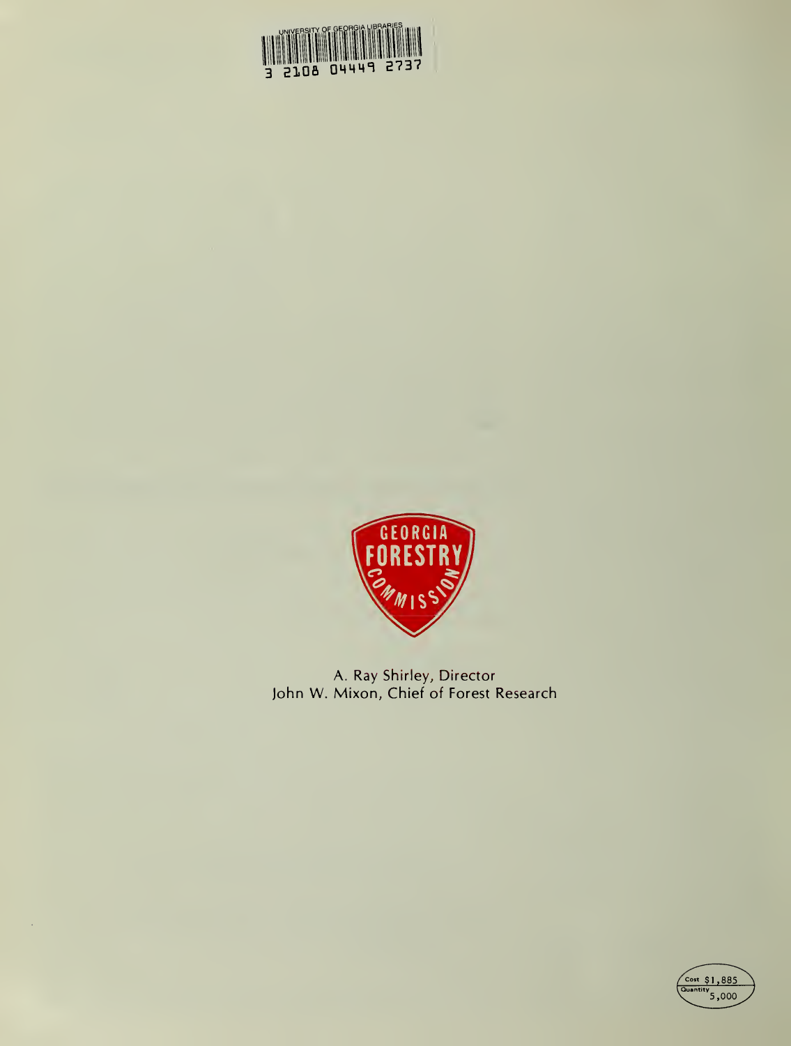UNIVERSITY OF GEORGIA LIBRARIES

3 2108 04449 2737

GEORGIA FORESTRY COMMISSION

A. Ray Shirley, Director
John W. Mixon, Chief of Forest Research

Cost $1,885
Quantity 5,000